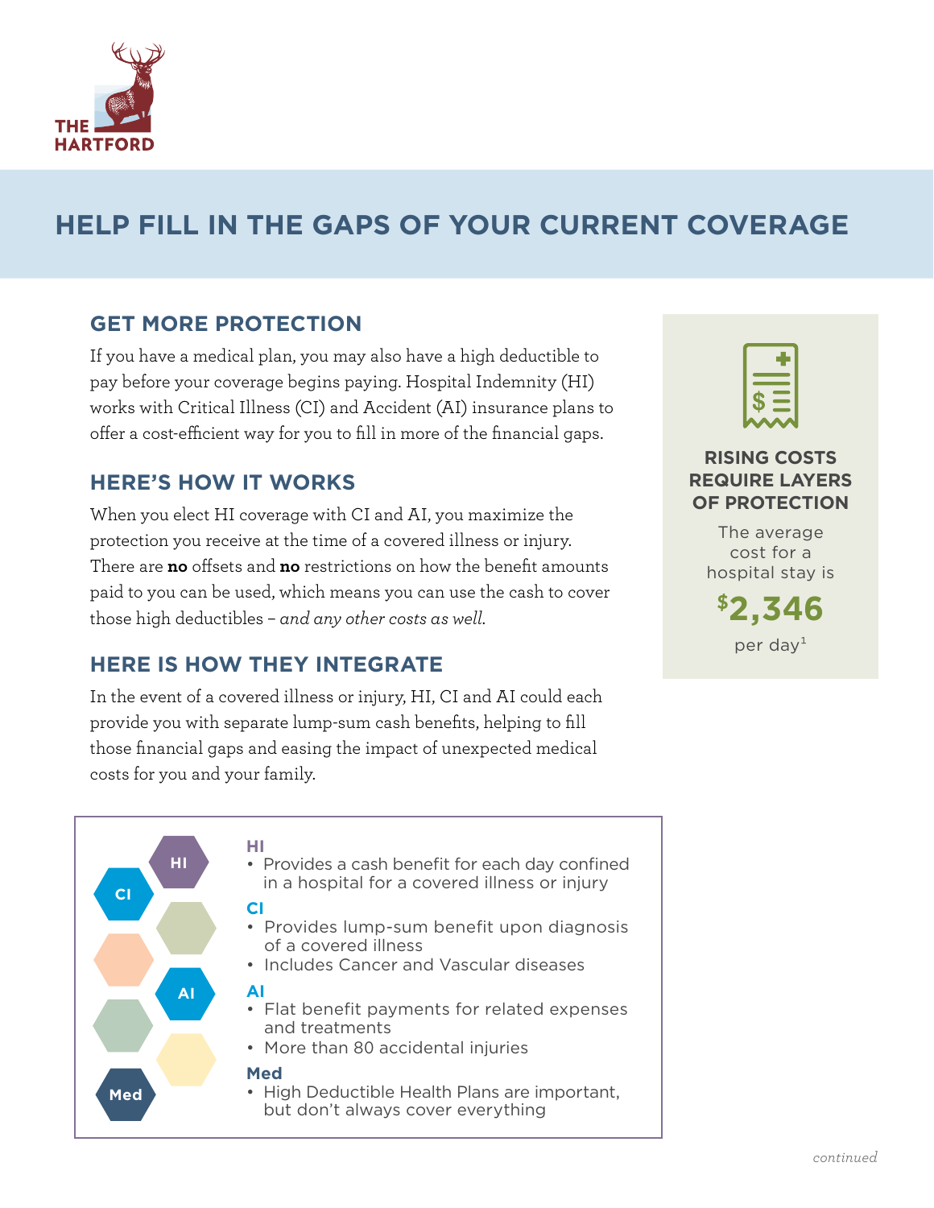THE HARTFORD

# HELP FILL IN THE GAPS OF YOUR CURRENT COVERAGE

## GET MORE PROTECTION

If you have a medical plan, you may also have a high deductible to pay before your coverage begins paying. Hospital Indemnity (HI) works with Critical Illness (CI) and Accident (AI) insurance plans to offer a cost-efficient way for you to fill in more of the financial gaps.

## HERE'S HOW IT WORKS

When you elect HI coverage with CI and AI, you maximize the protection you receive at the time of a covered illness or injury. There are **no** offsets and **no** restrictions on how the benefit amounts paid to you can be used, which means you can use the cash to cover those high deductibles – *and any other costs as well.*

## HERE IS HOW THEY INTEGRATE

In the event of a covered illness or injury, HI, CI and AI could each provide you with separate lump-sum cash benefits, helping to fill those financial gaps and easing the impact of unexpected medical costs for you and your family.

**RISING COSTS REQUIRE LAYERS OF PROTECTION**

The average cost for a hospital stay is

**$2,346**

per day[1]

**HI**
- Provides a cash benefit for each day confined in a hospital for a covered illness or injury

**CI**
- Provides lump-sum benefit upon diagnosis of a covered illness
- Includes Cancer and Vascular diseases

**AI**
- Flat benefit payments for related expenses and treatments
- More than 80 accidental injuries

**Med**
- High Deductible Health Plans are important, but don't always cover everything

*continued*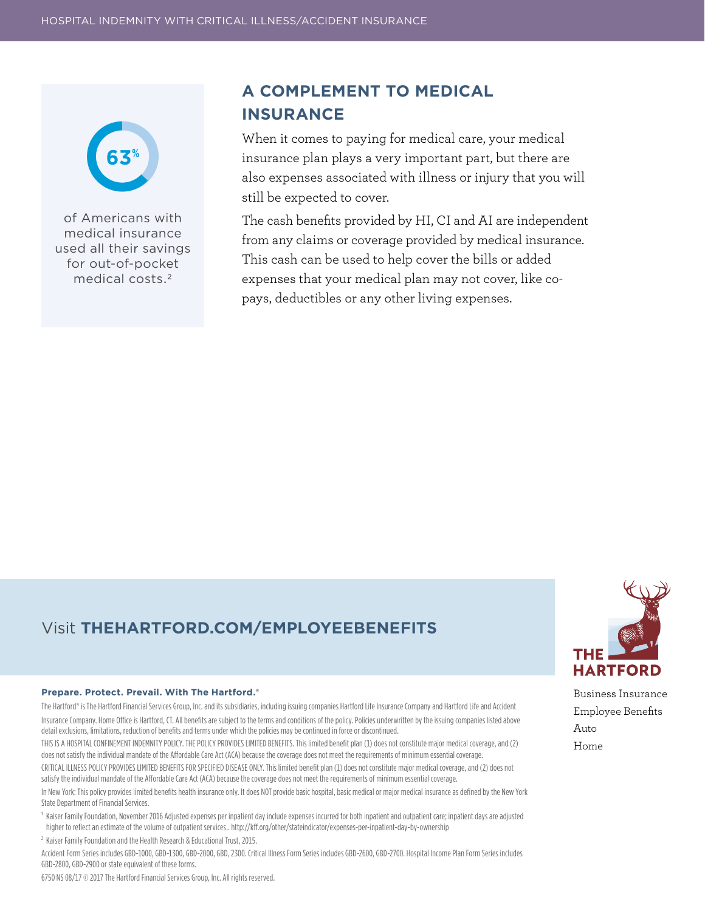63%

of Americans with medical insurance used all their savings for out-of-pocket medical costs.[2]

## A COMPLEMENT TO MEDICAL INSURANCE

When it comes to paying for medical care, your medical insurance plan plays a very important part, but there are also expenses associated with illness or injury that you will still be expected to cover.

The cash benefits provided by HI, CI and AI are independent from any claims or coverage provided by medical insurance. This cash can be used to help cover the bills or added expenses that your medical plan may not cover, like co-pays, deductibles or any other living expenses.

Visit **THEHARTFORD.COM/EMPLOYEEBENEFITS**

THE HARTFORD

Business Insurance
Employee Benefits
Auto
Home

**Prepare. Protect. Prevail. With The Hartford.®**

The Hartford® is The Hartford Financial Services Group, Inc. and its subsidiaries, including issuing companies Hartford Life Insurance Company and Hartford Life and Accident Insurance Company. Home Office is Hartford, CT. All benefits are subject to the terms and conditions of the policy. Policies underwritten by the issuing companies listed above detail exclusions, limitations, reduction of benefits and terms under which the policies may be continued in force or discontinued.

THIS IS A HOSPITAL CONFINEMENT INDEMNITY POLICY. THE POLICY PROVIDES LIMITED BENEFITS. This limited benefit plan (1) does not constitute major medical coverage, and (2) does not satisfy the individual mandate of the Affordable Care Act (ACA) because the coverage does not meet the requirements of minimum essential coverage.

CRITICAL ILLNESS POLICY PROVIDES LIMITED BENEFITS FOR SPECIFIED DISEASE ONLY. This limited benefit plan (1) does not constitute major medical coverage, and (2) does not satisfy the individual mandate of the Affordable Care Act (ACA) because the coverage does not meet the requirements of minimum essential coverage.

In New York: This policy provides limited benefits health insurance only. It does NOT provide basic hospital, basic medical or major medical insurance as defined by the New York State Department of Financial Services.

[1] Kaiser Family Foundation, November 2016 Adjusted expenses per inpatient day include expenses incurred for both inpatient and outpatient care; inpatient days are adjusted higher to reflect an estimate of the volume of outpatient services.. http://kff.org/other/stateindicator/expenses-per-inpatient-day-by-ownership

[2] Kaiser Family Foundation and the Health Research & Educational Trust, 2015.

Accident Form Series includes GBD-1000, GBD-1300, GBD-2000, GBD, 2300. Critical Illness Form Series includes GBD-2600, GBD-2700. Hospital Income Plan Form Series includes GBD-2800, GBD-2900 or state equivalent of these forms.

6750 NS 08/17 © 2017 The Hartford Financial Services Group, Inc. All rights reserved.